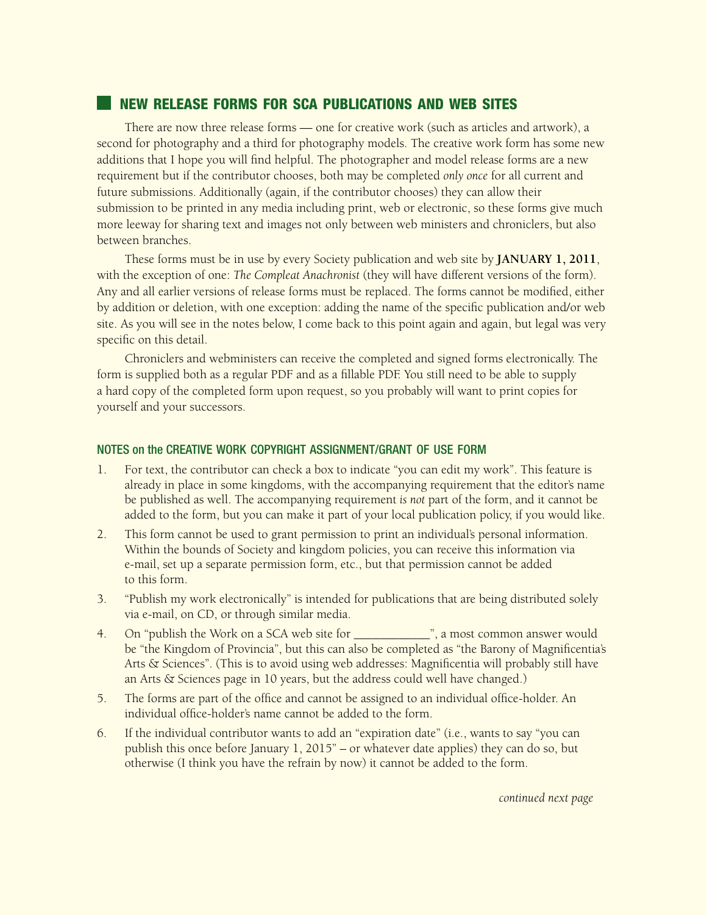## NEW RELEASE FORMS FOR SCA PUBLICATIONS AND WEB SITES

There are now three release forms — one for creative work (such as articles and artwork), a second for photography and a third for photography models. The creative work form has some new additions that I hope you will find helpful. The photographer and model release forms are a new requirement but if the contributor chooses, both may be completed *only once* for all current and future submissions. Additionally (again, if the contributor chooses) they can allow their submission to be printed in any media including print, web or electronic, so these forms give much more leeway for sharing text and images not only between web ministers and chroniclers, but also between branches.

These forms must be in use by every Society publication and web site by **JANUARY 1, 2011**, with the exception of one: *The Compleat Anachronist* (they will have different versions of the form). Any and all earlier versions of release forms must be replaced. The forms cannot be modified, either by addition or deletion, with one exception: adding the name of the specific publication and/or web site. As you will see in the notes below, I come back to this point again and again, but legal was very specific on this detail.

Chroniclers and webministers can receive the completed and signed forms electronically. The form is supplied both as a regular PDF and as a fillable PDF. You still need to be able to supply a hard copy of the completed form upon request, so you probably will want to print copies for yourself and your successors.

### NOTES on the CREATIVE WORK COPYRIGHT ASSIGNMENT/GRANT OF USE FORM

1. For text, the contributor can check a box to indicate "you can edit my work". This feature is already in place in some kingdoms, with the accompanying requirement that the editor's name be published as well. The accompanying requirement *is not* part of the form, and it cannot be added to the form, but you can make it part of your local publication policy, if you would like.
2. This form cannot be used to grant permission to print an individual's personal information. Within the bounds of Society and kingdom policies, you can receive this information via e-mail, set up a separate permission form, etc., but that permission cannot be added to this form.
3. "Publish my work electronically" is intended for publications that are being distributed solely via e-mail, on CD, or through similar media.
4. On "publish the Work on a SCA web site for ____________", a most common answer would be "the Kingdom of Provincia", but this can also be completed as "the Barony of Magnificentia's Arts & Sciences". (This is to avoid using web addresses: Magnificentia will probably still have an Arts & Sciences page in 10 years, but the address could well have changed.)
5. The forms are part of the office and cannot be assigned to an individual office-holder. An individual office-holder's name cannot be added to the form.
6. If the individual contributor wants to add an "expiration date" (i.e., wants to say "you can publish this once before January 1, 2015" – or whatever date applies) they can do so, but otherwise (I think you have the refrain by now) it cannot be added to the form.

*continued next page*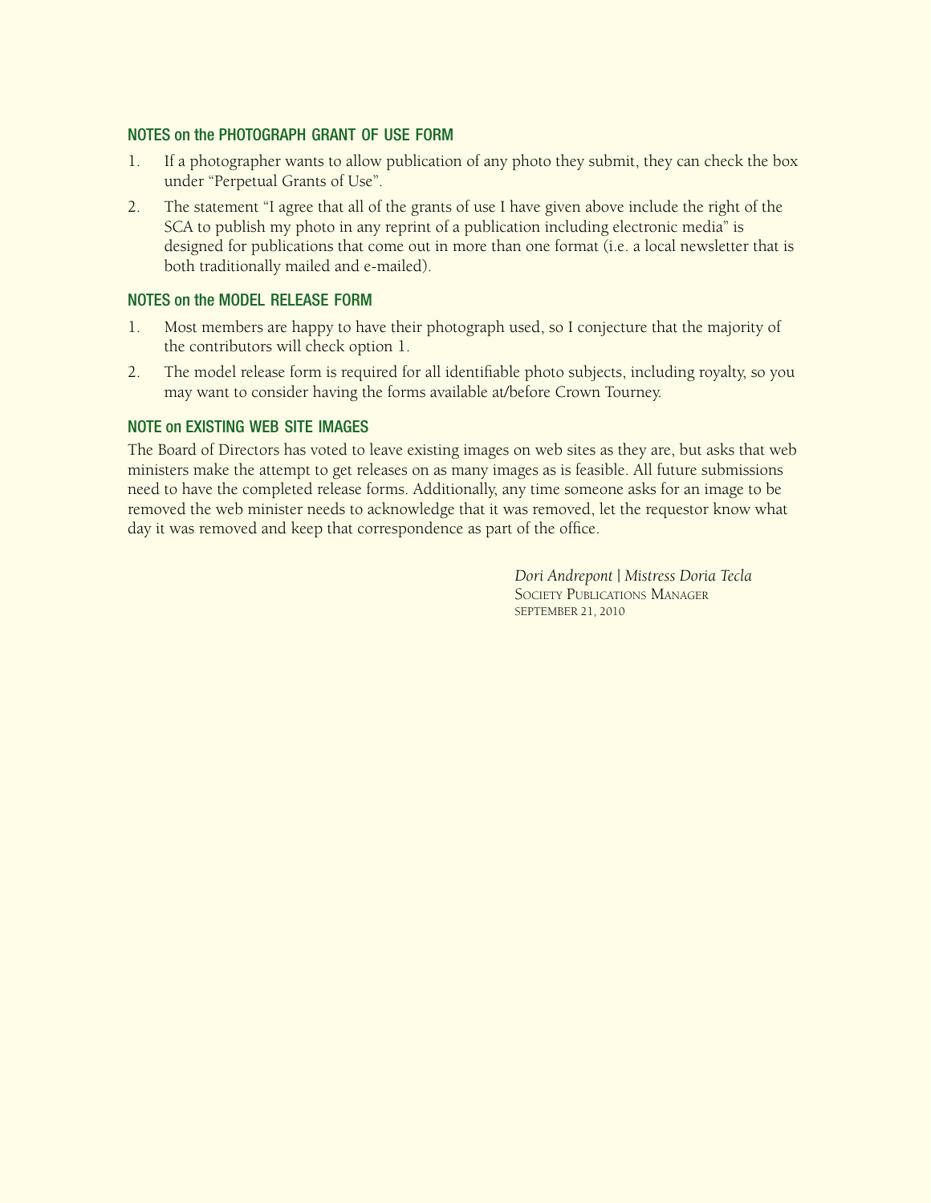## NOTES on the PHOTOGRAPH GRANT OF USE FORM

1. If a photographer wants to allow publication of any photo they submit, they can check the box under "Perpetual Grants of Use".
2. The statement "I agree that all of the grants of use I have given above include the right of the SCA to publish my photo in any reprint of a publication including electronic media" is designed for publications that come out in more than one format (i.e. a local newsletter that is both traditionally mailed and e-mailed).

## NOTES on the MODEL RELEASE FORM

1. Most members are happy to have their photograph used, so I conjecture that the majority of the contributors will check option 1.
2. The model release form is required for all identifiable photo subjects, including royalty, so you may want to consider having the forms available at/before Crown Tourney.

## NOTE on EXISTING WEB SITE IMAGES

The Board of Directors has voted to leave existing images on web sites as they are, but asks that web ministers make the attempt to get releases on as many images as is feasible. All future submissions need to have the completed release forms. Additionally, any time someone asks for an image to be removed the web minister needs to acknowledge that it was removed, let the requestor know what day it was removed and keep that correspondence as part of the office.

*Dori Andrepont | Mistress Doria Tecla*
Society Publications Manager
September 21, 2010